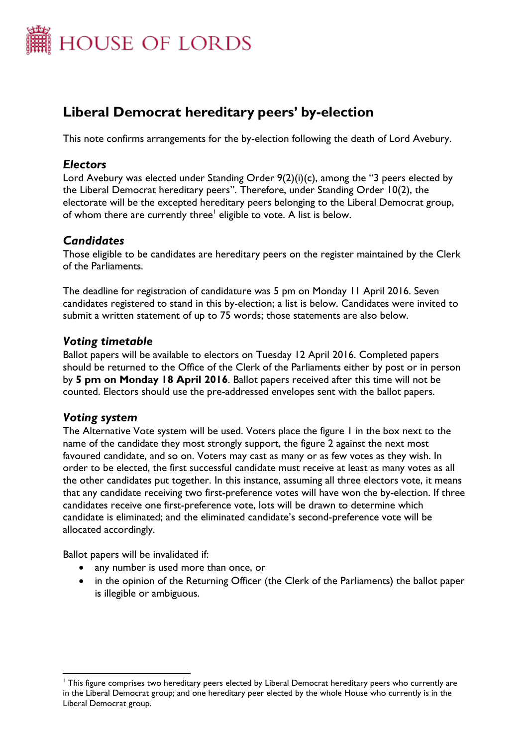# HOUSE OF LORDS

## Liberal Democrat hereditary peers' by-election

This note confirms arrangements for the by-election following the death of Lord Avebury.

### *Electors*

Lord Avebury was elected under Standing Order 9(2)(i)(c), among the "3 peers elected by the Liberal Democrat hereditary peers". Therefore, under Standing Order 10(2), the electorate will be the excepted hereditary peers belonging to the Liberal Democrat group, of whom there are currently three[1] eligible to vote. A list is below.

### *Candidates*

Those eligible to be candidates are hereditary peers on the register maintained by the Clerk of the Parliaments.

The deadline for registration of candidature was 5 pm on Monday 11 April 2016. Seven candidates registered to stand in this by-election; a list is below. Candidates were invited to submit a written statement of up to 75 words; those statements are also below.

### *Voting timetable*

Ballot papers will be available to electors on Tuesday 12 April 2016. Completed papers should be returned to the Office of the Clerk of the Parliaments either by post or in person by **5 pm on Monday 18 April 2016**. Ballot papers received after this time will not be counted. Electors should use the pre-addressed envelopes sent with the ballot papers.

### *Voting system*

The Alternative Vote system will be used. Voters place the figure 1 in the box next to the name of the candidate they most strongly support, the figure 2 against the next most favoured candidate, and so on. Voters may cast as many or as few votes as they wish. In order to be elected, the first successful candidate must receive at least as many votes as all the other candidates put together. In this instance, assuming all three electors vote, it means that any candidate receiving two first-preference votes will have won the by-election. If three candidates receive one first-preference vote, lots will be drawn to determine which candidate is eliminated; and the eliminated candidate's second-preference vote will be allocated accordingly.

Ballot papers will be invalidated if:

- any number is used more than once, or
- in the opinion of the Returning Officer (the Clerk of the Parliaments) the ballot paper is illegible or ambiguous.

---

[1] This figure comprises two hereditary peers elected by Liberal Democrat hereditary peers who currently are in the Liberal Democrat group; and one hereditary peer elected by the whole House who currently is in the Liberal Democrat group.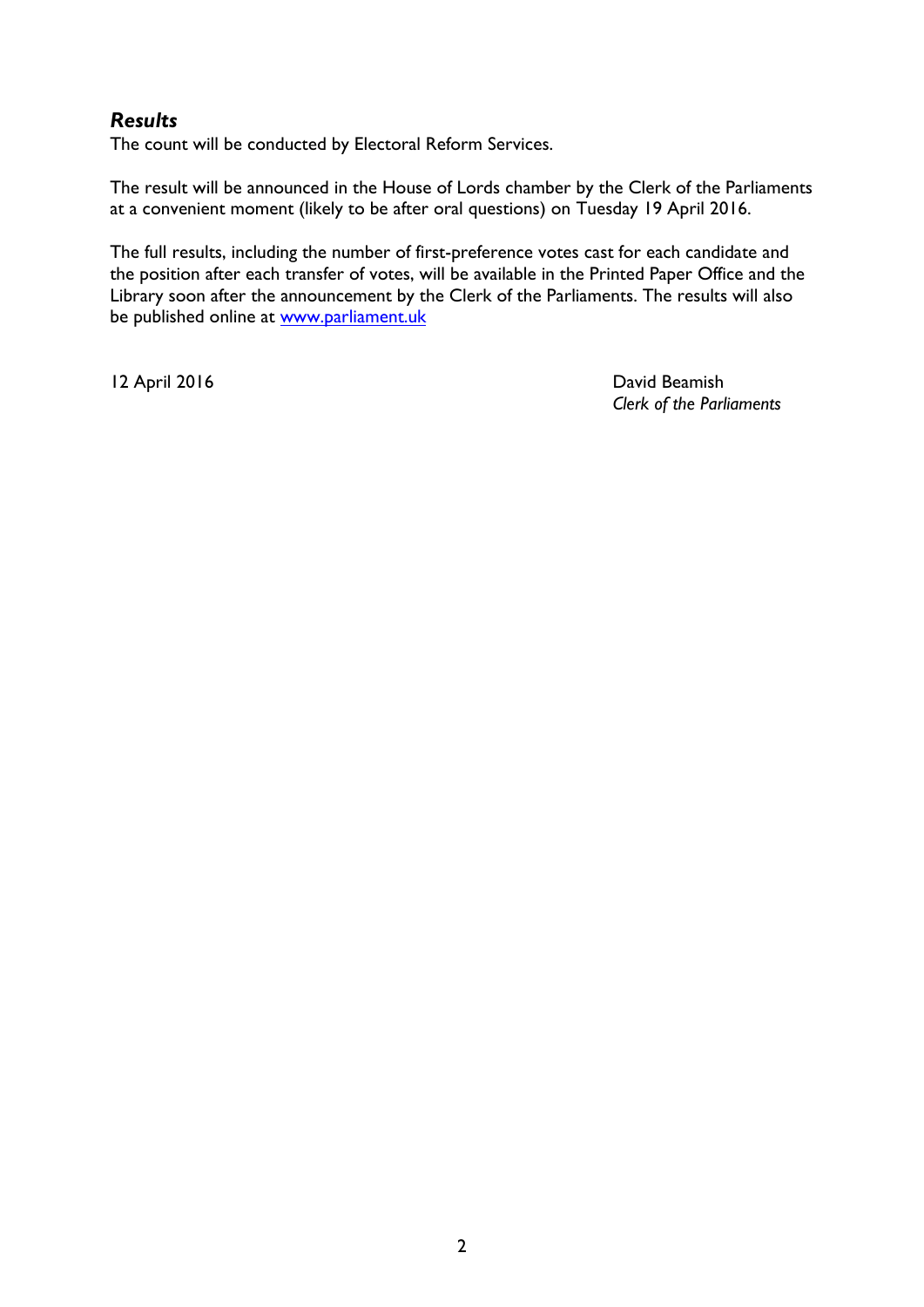### *Results*

The count will be conducted by Electoral Reform Services.

The result will be announced in the House of Lords chamber by the Clerk of the Parliaments at a convenient moment (likely to be after oral questions) on Tuesday 19 April 2016.

The full results, including the number of first-preference votes cast for each candidate and the position after each transfer of votes, will be available in the Printed Paper Office and the Library soon after the announcement by the Clerk of the Parliaments. The results will also be published online at [www.parliament.uk](www.parliament.uk)

12 April 2016

David Beamish
*Clerk of the Parliaments*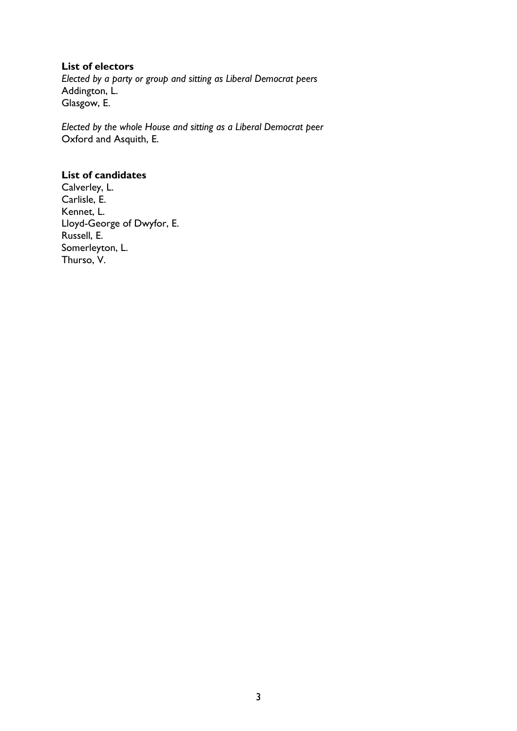**List of electors**

*Elected by a party or group and sitting as Liberal Democrat peers*
Addington, L.
Glasgow, E.

*Elected by the whole House and sitting as a Liberal Democrat peer*
Oxford and Asquith, E.

**List of candidates**

Calverley, L.
Carlisle, E.
Kennet, L.
Lloyd-George of Dwyfor, E.
Russell, E.
Somerleyton, L.
Thurso, V.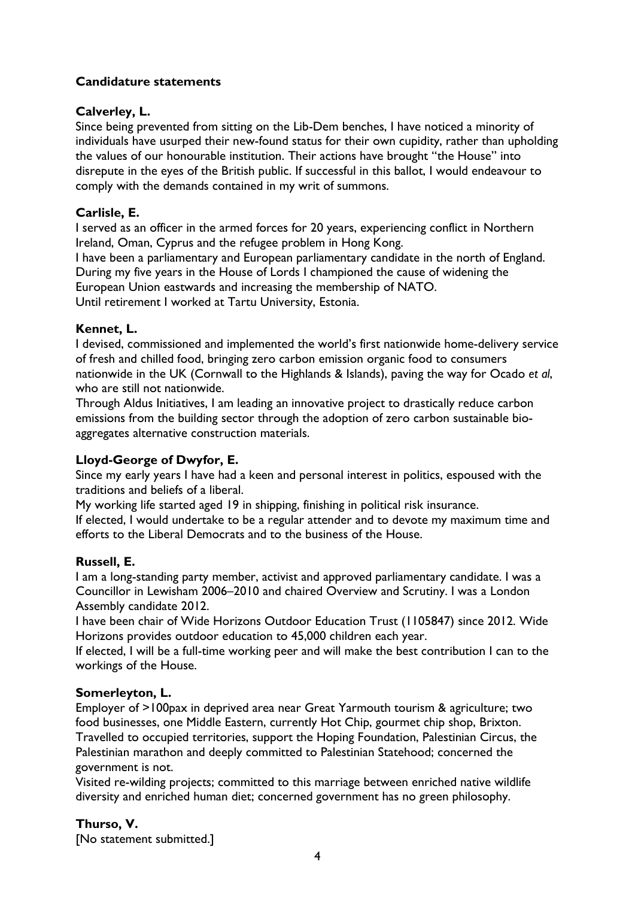**Candidature statements**

**Calverley, L.**

Since being prevented from sitting on the Lib-Dem benches, I have noticed a minority of individuals have usurped their new-found status for their own cupidity, rather than upholding the values of our honourable institution. Their actions have brought "the House" into disrepute in the eyes of the British public. If successful in this ballot, I would endeavour to comply with the demands contained in my writ of summons.

**Carlisle, E.**

I served as an officer in the armed forces for 20 years, experiencing conflict in Northern Ireland, Oman, Cyprus and the refugee problem in Hong Kong.

I have been a parliamentary and European parliamentary candidate in the north of England. During my five years in the House of Lords I championed the cause of widening the European Union eastwards and increasing the membership of NATO.

Until retirement I worked at Tartu University, Estonia.

**Kennet, L.**

I devised, commissioned and implemented the world's first nationwide home-delivery service of fresh and chilled food, bringing zero carbon emission organic food to consumers nationwide in the UK (Cornwall to the Highlands & Islands), paving the way for Ocado *et al*, who are still not nationwide.

Through Aldus Initiatives, I am leading an innovative project to drastically reduce carbon emissions from the building sector through the adoption of zero carbon sustainable bio-aggregates alternative construction materials.

**Lloyd-George of Dwyfor, E.**

Since my early years I have had a keen and personal interest in politics, espoused with the traditions and beliefs of a liberal.

My working life started aged 19 in shipping, finishing in political risk insurance.

If elected, I would undertake to be a regular attender and to devote my maximum time and efforts to the Liberal Democrats and to the business of the House.

**Russell, E.**

I am a long-standing party member, activist and approved parliamentary candidate. I was a Councillor in Lewisham 2006–2010 and chaired Overview and Scrutiny. I was a London Assembly candidate 2012.

I have been chair of Wide Horizons Outdoor Education Trust (1105847) since 2012. Wide Horizons provides outdoor education to 45,000 children each year.

If elected, I will be a full-time working peer and will make the best contribution I can to the workings of the House.

**Somerleyton, L.**

Employer of >100pax in deprived area near Great Yarmouth tourism & agriculture; two food businesses, one Middle Eastern, currently Hot Chip, gourmet chip shop, Brixton. Travelled to occupied territories, support the Hoping Foundation, Palestinian Circus, the Palestinian marathon and deeply committed to Palestinian Statehood; concerned the government is not.

Visited re-wilding projects; committed to this marriage between enriched native wildlife diversity and enriched human diet; concerned government has no green philosophy.

**Thurso, V.**

[No statement submitted.]